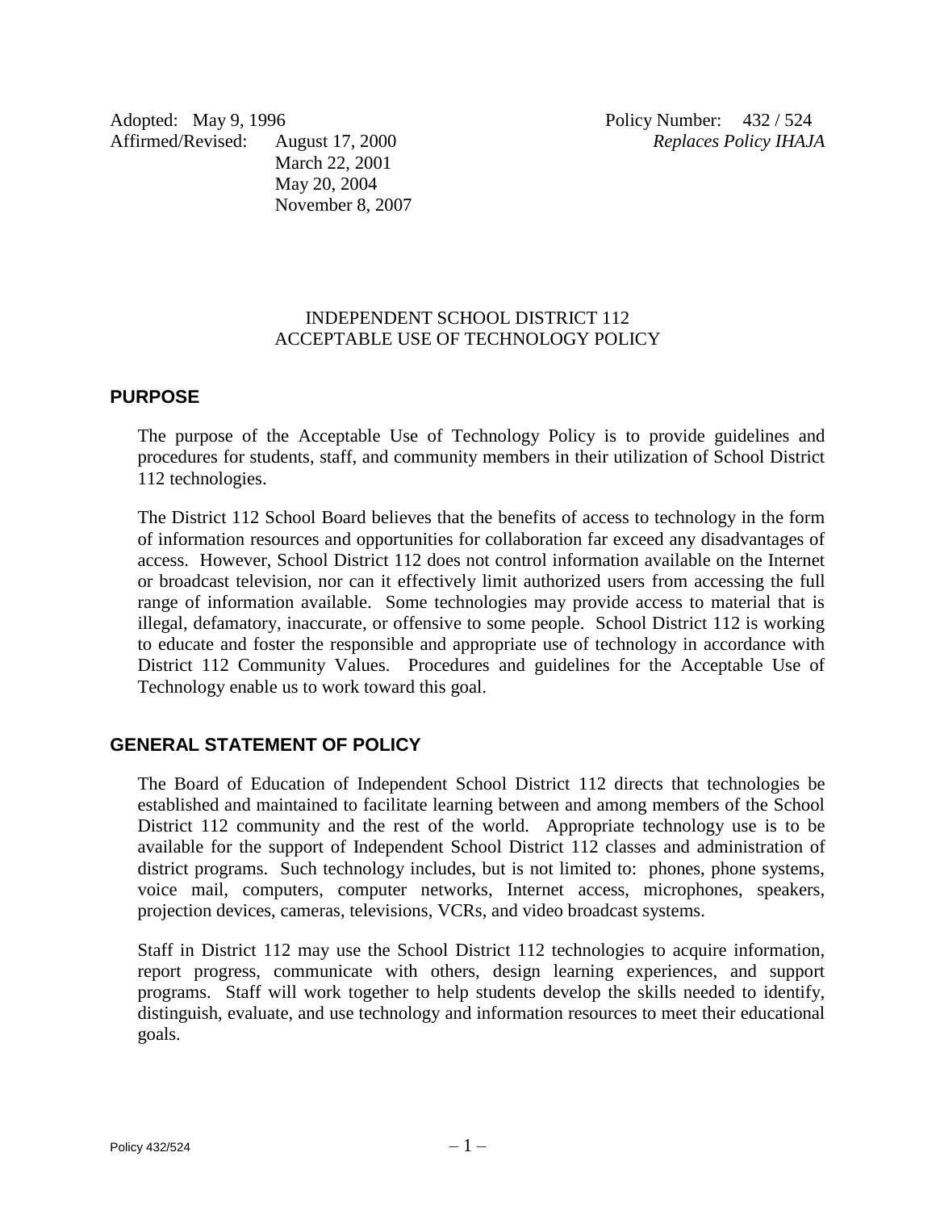Adopted: May 9, 1996
Affirmed/Revised: August 17, 2000
March 22, 2001
May 20, 2004
November 8, 2007

Policy Number: 432 / 524
*Replaces Policy IHAJA*

# INDEPENDENT SCHOOL DISTRICT 112
# ACCEPTABLE USE OF TECHNOLOGY POLICY

## PURPOSE

The purpose of the Acceptable Use of Technology Policy is to provide guidelines and procedures for students, staff, and community members in their utilization of School District 112 technologies.

The District 112 School Board believes that the benefits of access to technology in the form of information resources and opportunities for collaboration far exceed any disadvantages of access. However, School District 112 does not control information available on the Internet or broadcast television, nor can it effectively limit authorized users from accessing the full range of information available. Some technologies may provide access to material that is illegal, defamatory, inaccurate, or offensive to some people. School District 112 is working to educate and foster the responsible and appropriate use of technology in accordance with District 112 Community Values. Procedures and guidelines for the Acceptable Use of Technology enable us to work toward this goal.

## GENERAL STATEMENT OF POLICY

The Board of Education of Independent School District 112 directs that technologies be established and maintained to facilitate learning between and among members of the School District 112 community and the rest of the world. Appropriate technology use is to be available for the support of Independent School District 112 classes and administration of district programs. Such technology includes, but is not limited to: phones, phone systems, voice mail, computers, computer networks, Internet access, microphones, speakers, projection devices, cameras, televisions, VCRs, and video broadcast systems.

Staff in District 112 may use the School District 112 technologies to acquire information, report progress, communicate with others, design learning experiences, and support programs. Staff will work together to help students develop the skills needed to identify, distinguish, evaluate, and use technology and information resources to meet their educational goals.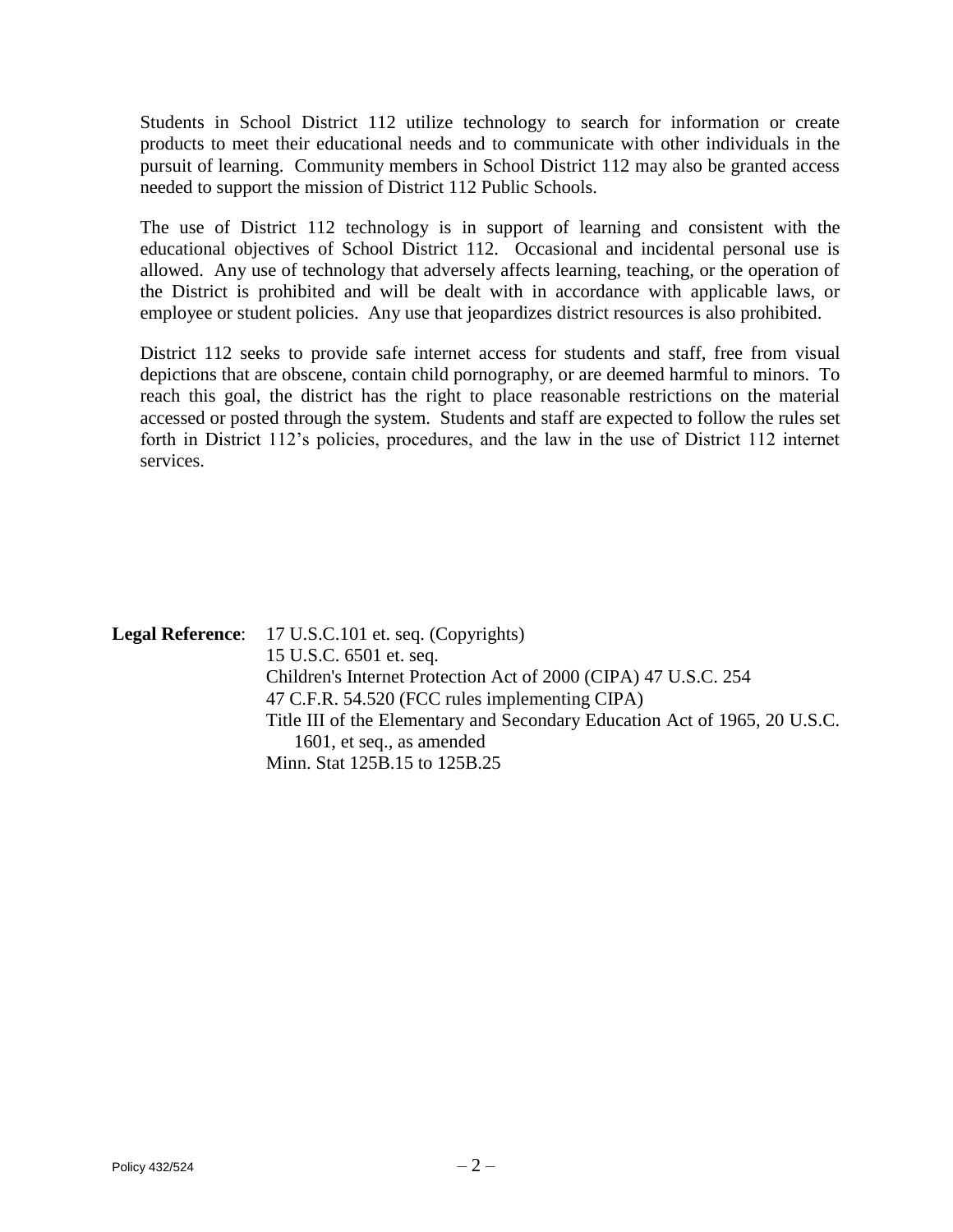Students in School District 112 utilize technology to search for information or create products to meet their educational needs and to communicate with other individuals in the pursuit of learning. Community members in School District 112 may also be granted access needed to support the mission of District 112 Public Schools.

The use of District 112 technology is in support of learning and consistent with the educational objectives of School District 112. Occasional and incidental personal use is allowed. Any use of technology that adversely affects learning, teaching, or the operation of the District is prohibited and will be dealt with in accordance with applicable laws, or employee or student policies. Any use that jeopardizes district resources is also prohibited.

District 112 seeks to provide safe internet access for students and staff, free from visual depictions that are obscene, contain child pornography, or are deemed harmful to minors. To reach this goal, the district has the right to place reasonable restrictions on the material accessed or posted through the system. Students and staff are expected to follow the rules set forth in District 112's policies, procedures, and the law in the use of District 112 internet services.

**Legal Reference**:
17 U.S.C.101 et. seq. (Copyrights)
15 U.S.C. 6501 et. seq.
Children's Internet Protection Act of 2000 (CIPA) 47 U.S.C. 254
47 C.F.R. 54.520 (FCC rules implementing CIPA)
Title III of the Elementary and Secondary Education Act of 1965, 20 U.S.C. 1601, et seq., as amended
Minn. Stat 125B.15 to 125B.25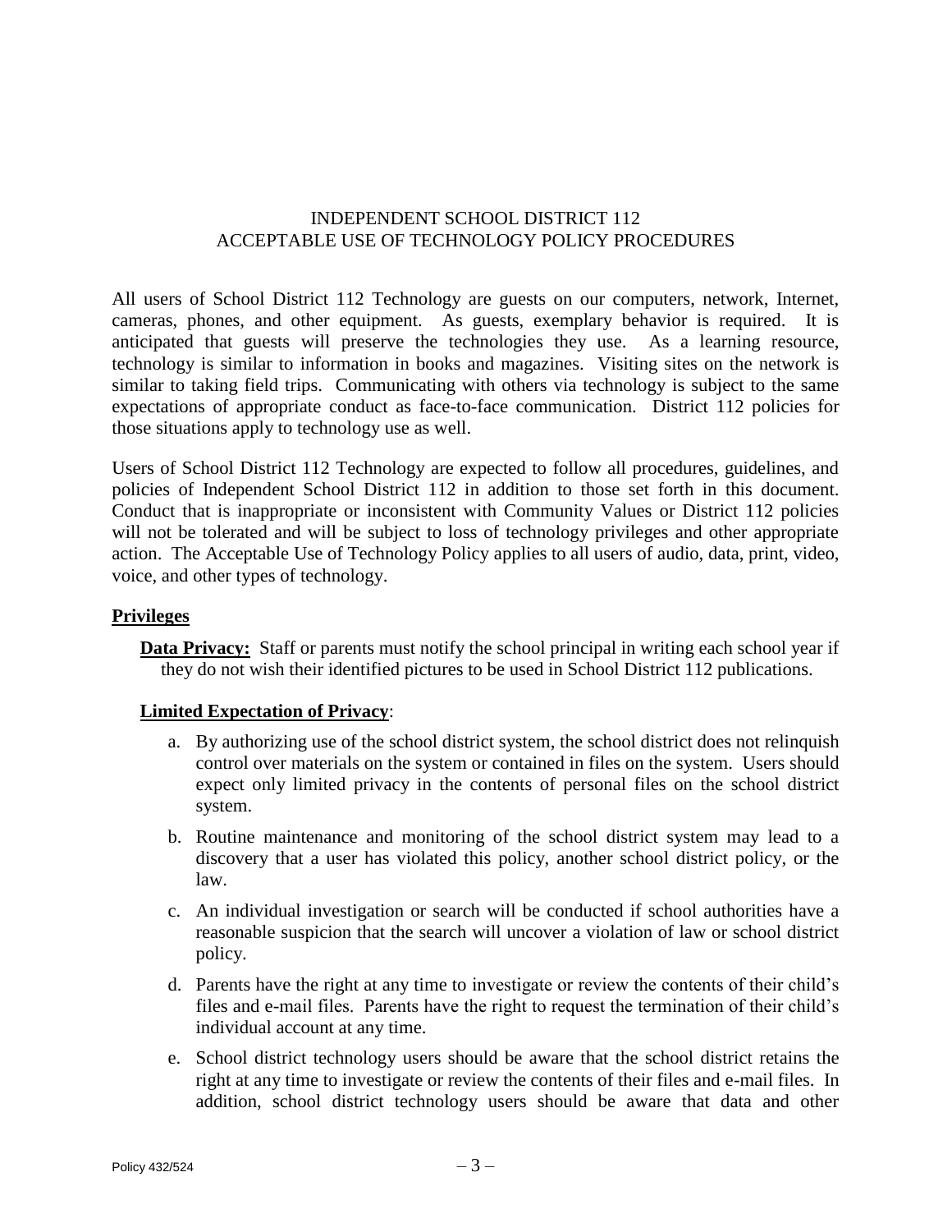INDEPENDENT SCHOOL DISTRICT 112
ACCEPTABLE USE OF TECHNOLOGY POLICY PROCEDURES

All users of School District 112 Technology are guests on our computers, network, Internet, cameras, phones, and other equipment. As guests, exemplary behavior is required. It is anticipated that guests will preserve the technologies they use. As a learning resource, technology is similar to information in books and magazines. Visiting sites on the network is similar to taking field trips. Communicating with others via technology is subject to the same expectations of appropriate conduct as face-to-face communication. District 112 policies for those situations apply to technology use as well.

Users of School District 112 Technology are expected to follow all procedures, guidelines, and policies of Independent School District 112 in addition to those set forth in this document. Conduct that is inappropriate or inconsistent with Community Values or District 112 policies will not be tolerated and will be subject to loss of technology privileges and other appropriate action. The Acceptable Use of Technology Policy applies to all users of audio, data, print, video, voice, and other types of technology.

## Privileges

**Data Privacy:** Staff or parents must notify the school principal in writing each school year if they do not wish their identified pictures to be used in School District 112 publications.

**Limited Expectation of Privacy**:

a. By authorizing use of the school district system, the school district does not relinquish control over materials on the system or contained in files on the system. Users should expect only limited privacy in the contents of personal files on the school district system.

b. Routine maintenance and monitoring of the school district system may lead to a discovery that a user has violated this policy, another school district policy, or the law.

c. An individual investigation or search will be conducted if school authorities have a reasonable suspicion that the search will uncover a violation of law or school district policy.

d. Parents have the right at any time to investigate or review the contents of their child's files and e-mail files. Parents have the right to request the termination of their child's individual account at any time.

e. School district technology users should be aware that the school district retains the right at any time to investigate or review the contents of their files and e-mail files. In addition, school district technology users should be aware that data and other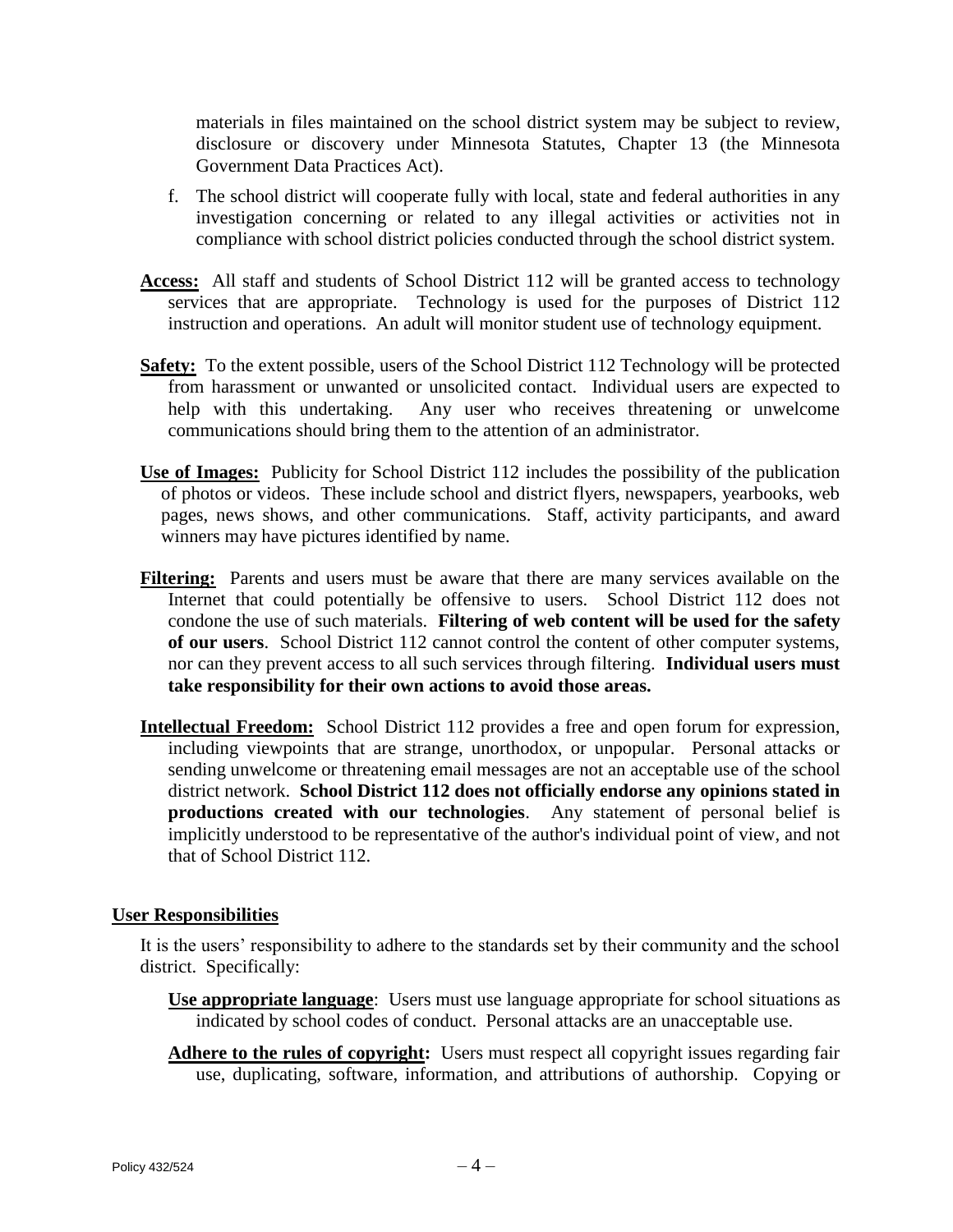materials in files maintained on the school district system may be subject to review, disclosure or discovery under Minnesota Statutes, Chapter 13 (the Minnesota Government Data Practices Act).

f. The school district will cooperate fully with local, state and federal authorities in any investigation concerning or related to any illegal activities or activities not in compliance with school district policies conducted through the school district system.

**Access:** All staff and students of School District 112 will be granted access to technology services that are appropriate. Technology is used for the purposes of District 112 instruction and operations. An adult will monitor student use of technology equipment.

**Safety:** To the extent possible, users of the School District 112 Technology will be protected from harassment or unwanted or unsolicited contact. Individual users are expected to help with this undertaking. Any user who receives threatening or unwelcome communications should bring them to the attention of an administrator.

**Use of Images:** Publicity for School District 112 includes the possibility of the publication of photos or videos. These include school and district flyers, newspapers, yearbooks, web pages, news shows, and other communications. Staff, activity participants, and award winners may have pictures identified by name.

**Filtering:** Parents and users must be aware that there are many services available on the Internet that could potentially be offensive to users. School District 112 does not condone the use of such materials. **Filtering of web content will be used for the safety of our users**. School District 112 cannot control the content of other computer systems, nor can they prevent access to all such services through filtering. **Individual users must take responsibility for their own actions to avoid those areas.**

**Intellectual Freedom:** School District 112 provides a free and open forum for expression, including viewpoints that are strange, unorthodox, or unpopular. Personal attacks or sending unwelcome or threatening email messages are not an acceptable use of the school district network. **School District 112 does not officially endorse any opinions stated in productions created with our technologies**. Any statement of personal belief is implicitly understood to be representative of the author's individual point of view, and not that of School District 112.

## User Responsibilities

It is the users' responsibility to adhere to the standards set by their community and the school district. Specifically:

**Use appropriate language**: Users must use language appropriate for school situations as indicated by school codes of conduct. Personal attacks are an unacceptable use.

**Adhere to the rules of copyright:** Users must respect all copyright issues regarding fair use, duplicating, software, information, and attributions of authorship. Copying or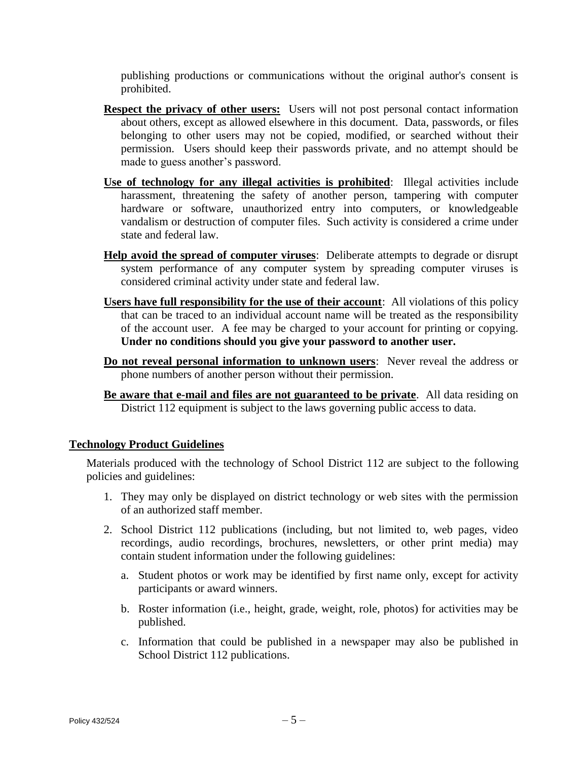publishing productions or communications without the original author's consent is prohibited.

**Respect the privacy of other users:** Users will not post personal contact information about others, except as allowed elsewhere in this document. Data, passwords, or files belonging to other users may not be copied, modified, or searched without their permission. Users should keep their passwords private, and no attempt should be made to guess another's password.

**Use of technology for any illegal activities is prohibited**: Illegal activities include harassment, threatening the safety of another person, tampering with computer hardware or software, unauthorized entry into computers, or knowledgeable vandalism or destruction of computer files. Such activity is considered a crime under state and federal law.

**Help avoid the spread of computer viruses**: Deliberate attempts to degrade or disrupt system performance of any computer system by spreading computer viruses is considered criminal activity under state and federal law.

**Users have full responsibility for the use of their account**: All violations of this policy that can be traced to an individual account name will be treated as the responsibility of the account user. A fee may be charged to your account for printing or copying. **Under no conditions should you give your password to another user.**

**Do not reveal personal information to unknown users**: Never reveal the address or phone numbers of another person without their permission.

**Be aware that e-mail and files are not guaranteed to be private**. All data residing on District 112 equipment is subject to the laws governing public access to data.

## Technology Product Guidelines

Materials produced with the technology of School District 112 are subject to the following policies and guidelines:

1. They may only be displayed on district technology or web sites with the permission of an authorized staff member.
2. School District 112 publications (including, but not limited to, web pages, video recordings, audio recordings, brochures, newsletters, or other print media) may contain student information under the following guidelines:
   a. Student photos or work may be identified by first name only, except for activity participants or award winners.
   b. Roster information (i.e., height, grade, weight, role, photos) for activities may be published.
   c. Information that could be published in a newspaper may also be published in School District 112 publications.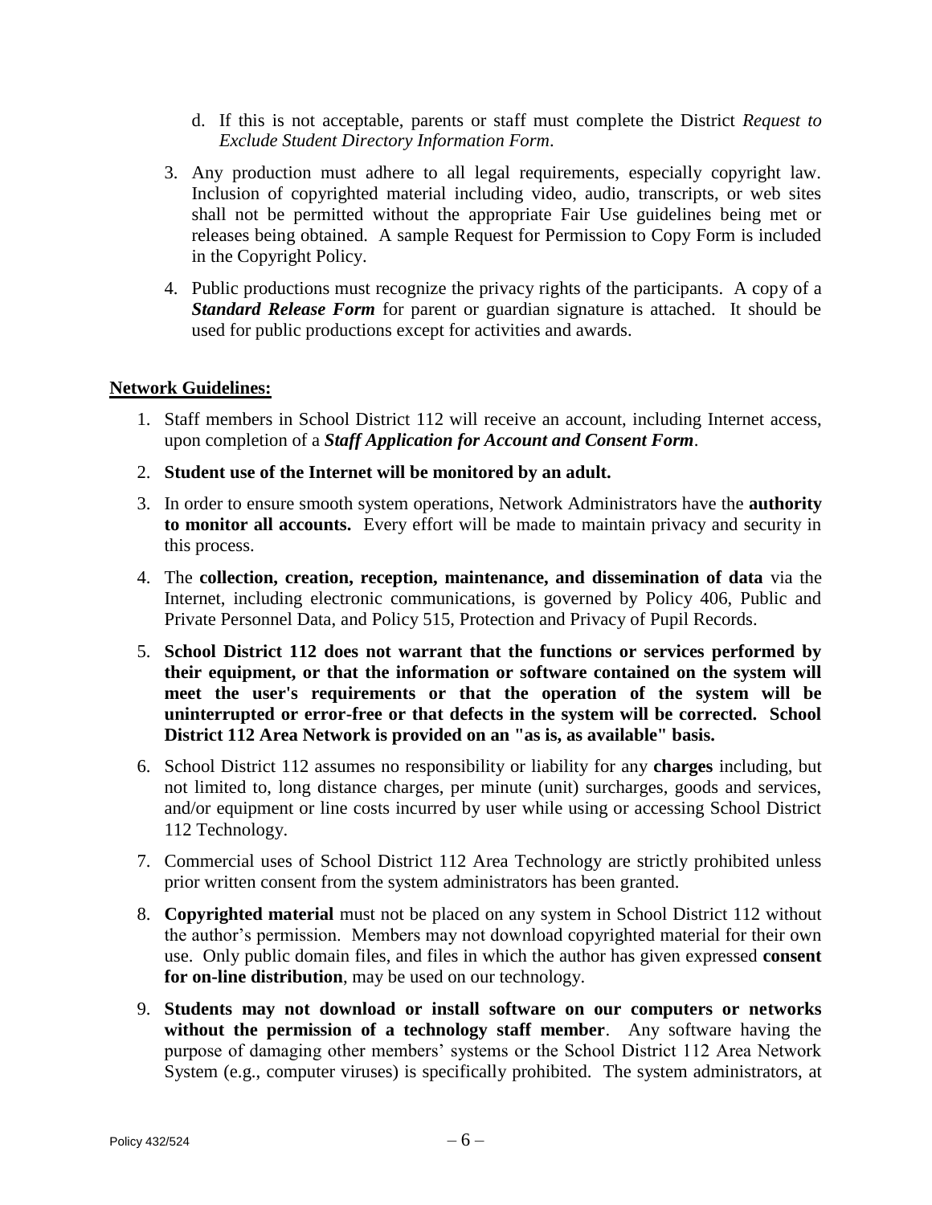d. If this is not acceptable, parents or staff must complete the District *Request to Exclude Student Directory Information Form*.

3. Any production must adhere to all legal requirements, especially copyright law. Inclusion of copyrighted material including video, audio, transcripts, or web sites shall not be permitted without the appropriate Fair Use guidelines being met or releases being obtained. A sample Request for Permission to Copy Form is included in the Copyright Policy.

4. Public productions must recognize the privacy rights of the participants. A copy of a ***Standard Release Form*** for parent or guardian signature is attached. It should be used for public productions except for activities and awards.

**Network Guidelines:**

1. Staff members in School District 112 will receive an account, including Internet access, upon completion of a ***Staff Application for Account and Consent Form***.
2. **Student use of the Internet will be monitored by an adult.**
3. In order to ensure smooth system operations, Network Administrators have the **authority to monitor all accounts.** Every effort will be made to maintain privacy and security in this process.
4. The **collection, creation, reception, maintenance, and dissemination of data** via the Internet, including electronic communications, is governed by Policy 406, Public and Private Personnel Data, and Policy 515, Protection and Privacy of Pupil Records.
5. **School District 112 does not warrant that the functions or services performed by their equipment, or that the information or software contained on the system will meet the user's requirements or that the operation of the system will be uninterrupted or error-free or that defects in the system will be corrected. School District 112 Area Network is provided on an "as is, as available" basis.**
6. School District 112 assumes no responsibility or liability for any **charges** including, but not limited to, long distance charges, per minute (unit) surcharges, goods and services, and/or equipment or line costs incurred by user while using or accessing School District 112 Technology.
7. Commercial uses of School District 112 Area Technology are strictly prohibited unless prior written consent from the system administrators has been granted.
8. **Copyrighted material** must not be placed on any system in School District 112 without the author's permission. Members may not download copyrighted material for their own use. Only public domain files, and files in which the author has given expressed **consent for on-line distribution**, may be used on our technology.
9. **Students may not download or install software on our computers or networks without the permission of a technology staff member**. Any software having the purpose of damaging other members' systems or the School District 112 Area Network System (e.g., computer viruses) is specifically prohibited. The system administrators, at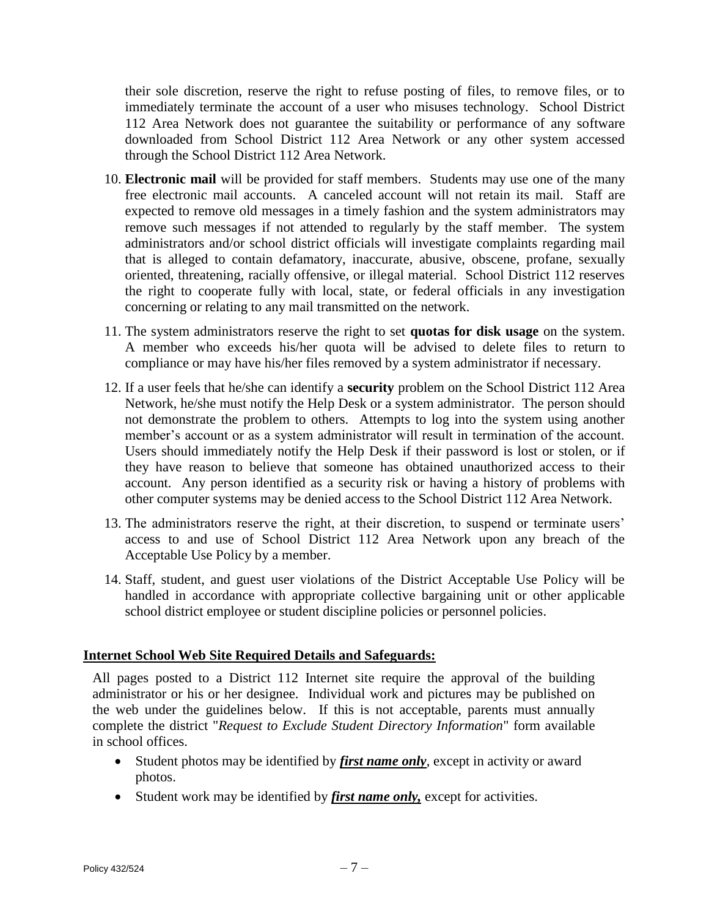their sole discretion, reserve the right to refuse posting of files, to remove files, or to immediately terminate the account of a user who misuses technology. School District 112 Area Network does not guarantee the suitability or performance of any software downloaded from School District 112 Area Network or any other system accessed through the School District 112 Area Network.

10. **Electronic mail** will be provided for staff members. Students may use one of the many free electronic mail accounts. A canceled account will not retain its mail. Staff are expected to remove old messages in a timely fashion and the system administrators may remove such messages if not attended to regularly by the staff member. The system administrators and/or school district officials will investigate complaints regarding mail that is alleged to contain defamatory, inaccurate, abusive, obscene, profane, sexually oriented, threatening, racially offensive, or illegal material. School District 112 reserves the right to cooperate fully with local, state, or federal officials in any investigation concerning or relating to any mail transmitted on the network.

11. The system administrators reserve the right to set **quotas for disk usage** on the system. A member who exceeds his/her quota will be advised to delete files to return to compliance or may have his/her files removed by a system administrator if necessary.

12. If a user feels that he/she can identify a **security** problem on the School District 112 Area Network, he/she must notify the Help Desk or a system administrator. The person should not demonstrate the problem to others. Attempts to log into the system using another member's account or as a system administrator will result in termination of the account. Users should immediately notify the Help Desk if their password is lost or stolen, or if they have reason to believe that someone has obtained unauthorized access to their account. Any person identified as a security risk or having a history of problems with other computer systems may be denied access to the School District 112 Area Network.

13. The administrators reserve the right, at their discretion, to suspend or terminate users' access to and use of School District 112 Area Network upon any breach of the Acceptable Use Policy by a member.

14. Staff, student, and guest user violations of the District Acceptable Use Policy will be handled in accordance with appropriate collective bargaining unit or other applicable school district employee or student discipline policies or personnel policies.

## Internet School Web Site Required Details and Safeguards:

All pages posted to a District 112 Internet site require the approval of the building administrator or his or her designee. Individual work and pictures may be published on the web under the guidelines below. If this is not acceptable, parents must annually complete the district "*Request to Exclude Student Directory Information*" form available in school offices.

- Student photos may be identified by ***first name only***, except in activity or award photos.
- Student work may be identified by ***first name only,*** except for activities.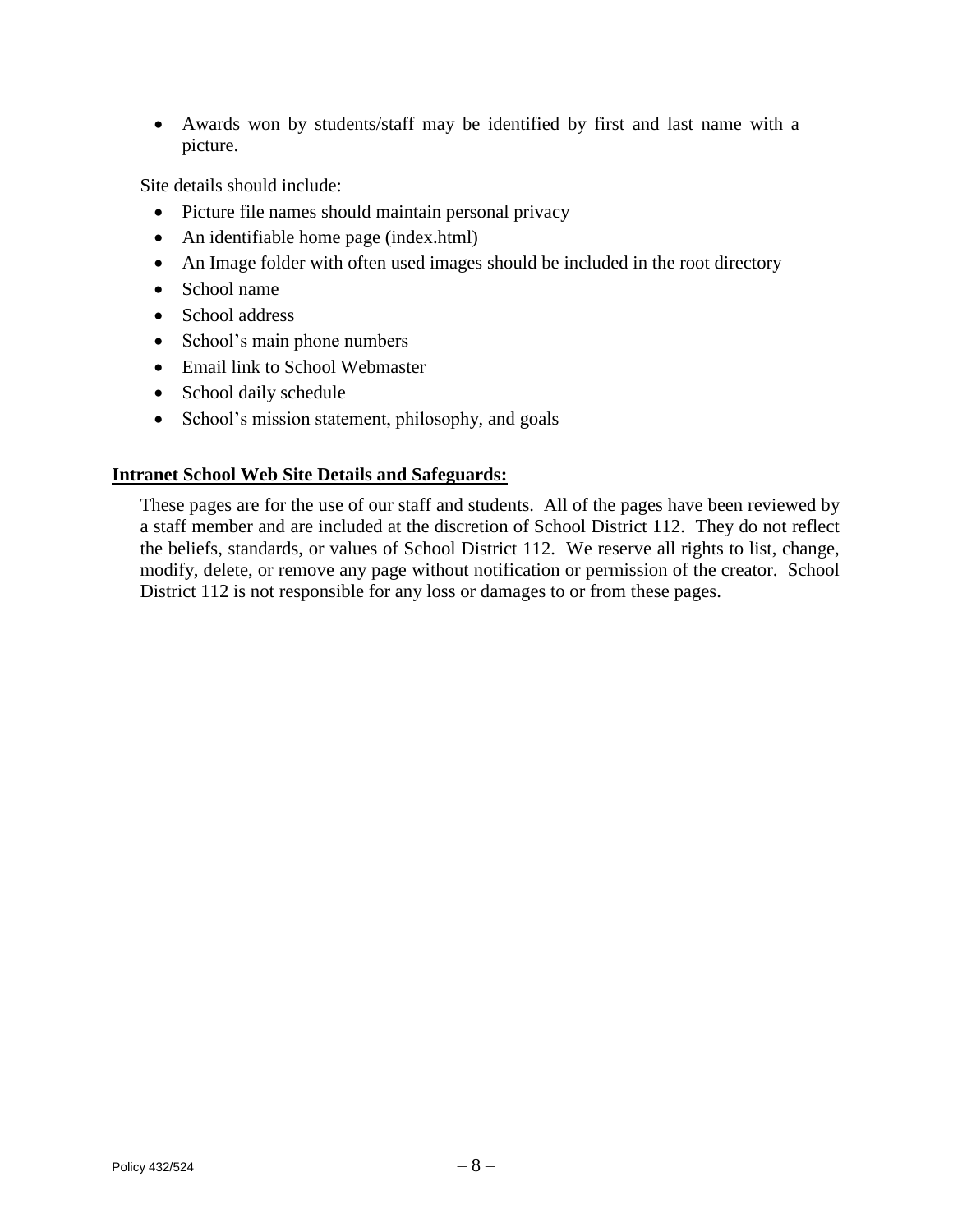- Awards won by students/staff may be identified by first and last name with a picture.

Site details should include:

- Picture file names should maintain personal privacy
- An identifiable home page (index.html)
- An Image folder with often used images should be included in the root directory
- School name
- School address
- School's main phone numbers
- Email link to School Webmaster
- School daily schedule
- School's mission statement, philosophy, and goals

**Intranet School Web Site Details and Safeguards:**

These pages are for the use of our staff and students. All of the pages have been reviewed by a staff member and are included at the discretion of School District 112. They do not reflect the beliefs, standards, or values of School District 112. We reserve all rights to list, change, modify, delete, or remove any page without notification or permission of the creator. School District 112 is not responsible for any loss or damages to or from these pages.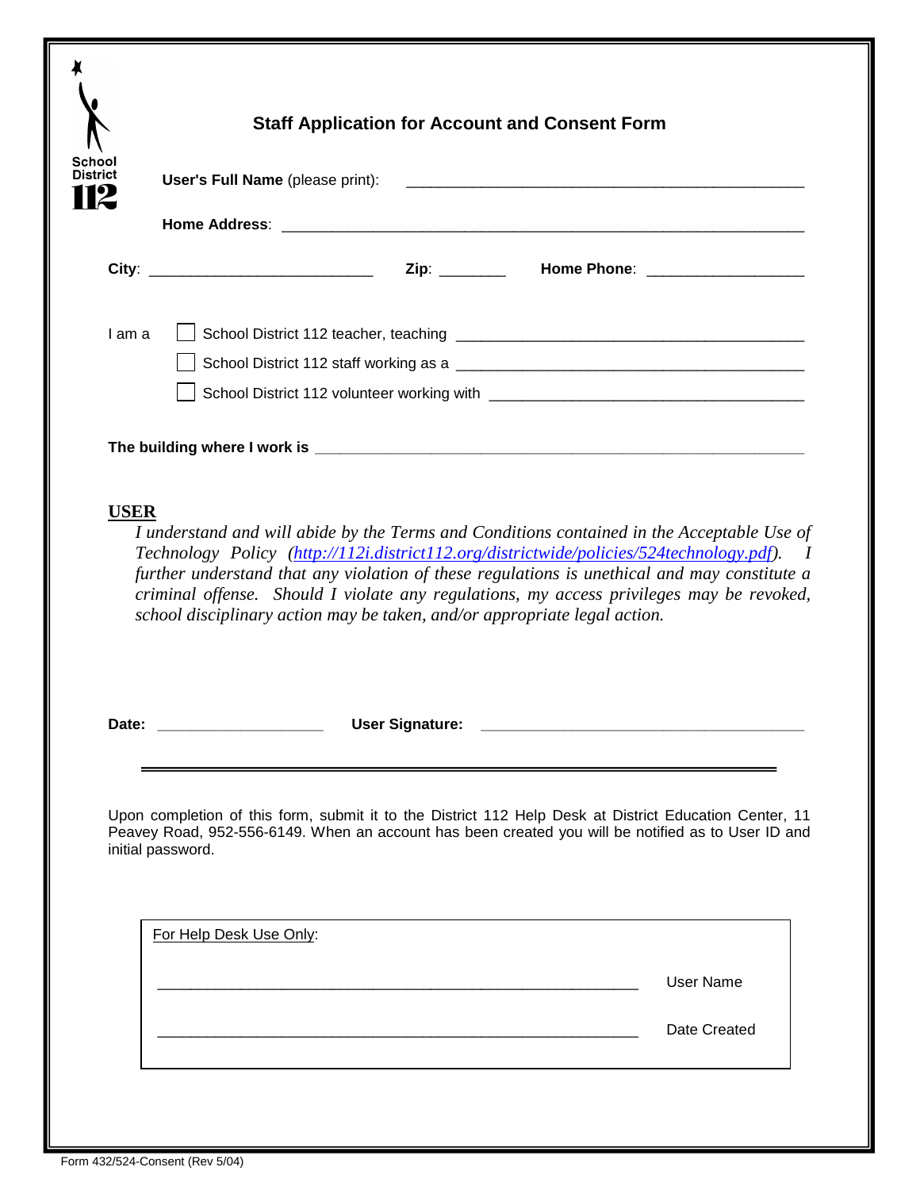School District 112

## Staff Application for Account and Consent Form

**User's Full Name** (please print): ______________________________________________

**Home Address**: ______________________________________________________________

**City**: __________________________ **Zip**: ________ **Home Phone**: __________________

I am a

- ☐ School District 112 teacher, teaching ________________________________________
- ☐ School District 112 staff working as a ________________________________________
- ☐ School District 112 volunteer working with ____________________________________

**The building where I work is** ________________________________________________

**USER**

*I understand and will abide by the Terms and Conditions contained in the Acceptable Use of Technology Policy (http://112i.district112.org/districtwide/policies/524technology.pdf). I further understand that any violation of these regulations is unethical and may constitute a criminal offense. Should I violate any regulations, my access privileges may be revoked, school disciplinary action may be taken, and/or appropriate legal action.*

**Date:** ___________________ **User Signature:** ______________________________________

---

Upon completion of this form, submit it to the District 112 Help Desk at District Education Center, 11 Peavey Road, 952-556-6149. When an account has been created you will be notified as to User ID and initial password.

For Help Desk Use Only:

________________________________________ User Name

________________________________________ Date Created

Form 432/524-Consent (Rev 5/04)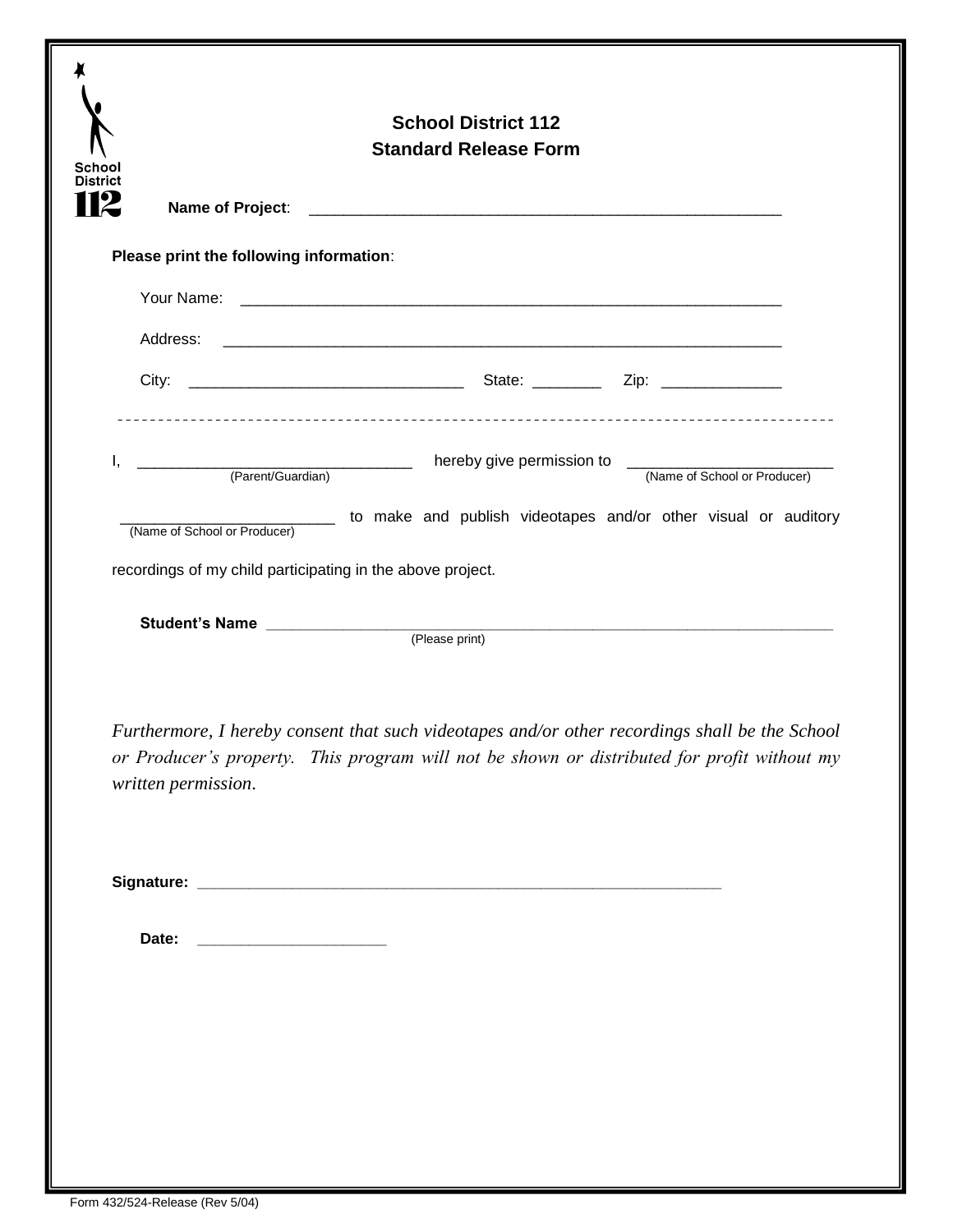School District 112

# School District 112
## Standard Release Form

**Name of Project**: ______________________________________________________

**Please print the following information**:

Your Name: ______________________________________________________________

Address: ________________________________________________________________

City: _______________________________ State: ________ Zip: ______________

- - - - - - - - - - - - - - - - - - - - - - - - - - - - - - - - - - - - - - - - - - - - - - - - - - - - - - - - - - - - - - - -

I, _______________________________ hereby give permission to ______________________
(Parent/Guardian) (Name of School or Producer)

________________________ to make and publish videotapes and/or other visual or auditory
(Name of School or Producer)

recordings of my child participating in the above project.

**Student's Name** ______________________________________________________________
(Please print)

*Furthermore, I hereby consent that such videotapes and/or other recordings shall be the School or Producer's property. This program will not be shown or distributed for profit without my written permission.*

**Signature:** __________________________________________________________

**Date:** ______________________

Form 432/524-Release (Rev 5/04)